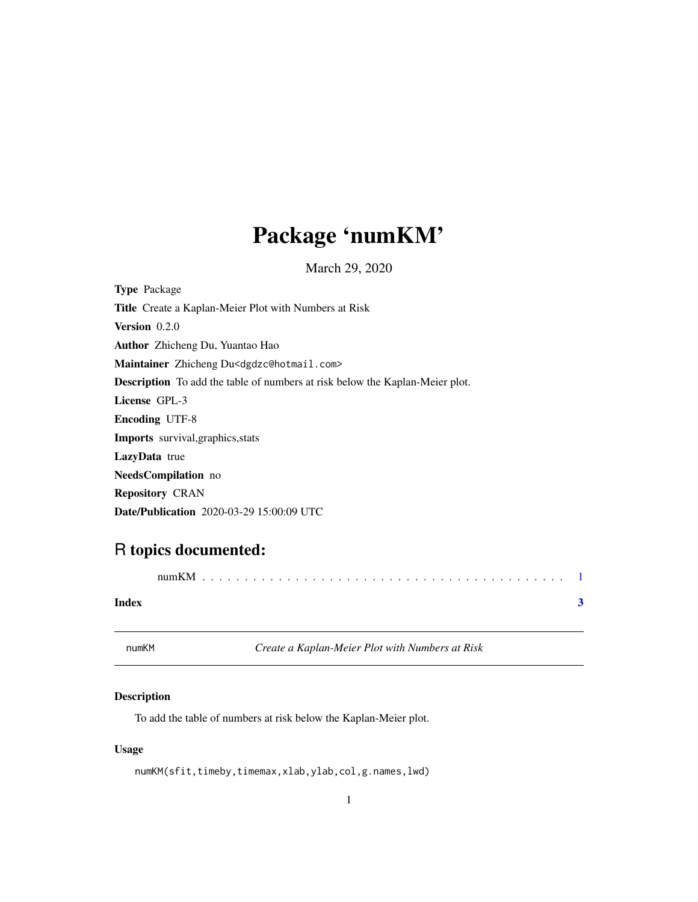# Package 'numKM'

March 29, 2020

**Type** Package

**Title** Create a Kaplan-Meier Plot with Numbers at Risk

**Version** 0.2.0

**Author** Zhicheng Du, Yuantao Hao

**Maintainer** Zhicheng Du<dgdzc@hotmail.com>

**Description** To add the table of numbers at risk below the Kaplan-Meier plot.

**License** GPL-3

**Encoding** UTF-8

**Imports** survival,graphics,stats

**LazyData** true

**NeedsCompilation** no

**Repository** CRAN

**Date/Publication** 2020-03-29 15:00:09 UTC

## R topics documented:

numKM . . . . . . . . . . . . . . . . . . . . . . . . . . . . . . . . . . . . . . . . . . 1

**Index** **3**

---

numKM *Create a Kaplan-Meier Plot with Numbers at Risk*

---

### Description

To add the table of numbers at risk below the Kaplan-Meier plot.

### Usage

```
numKM(sfit,timeby,timemax,xlab,ylab,col,g.names,lwd)
```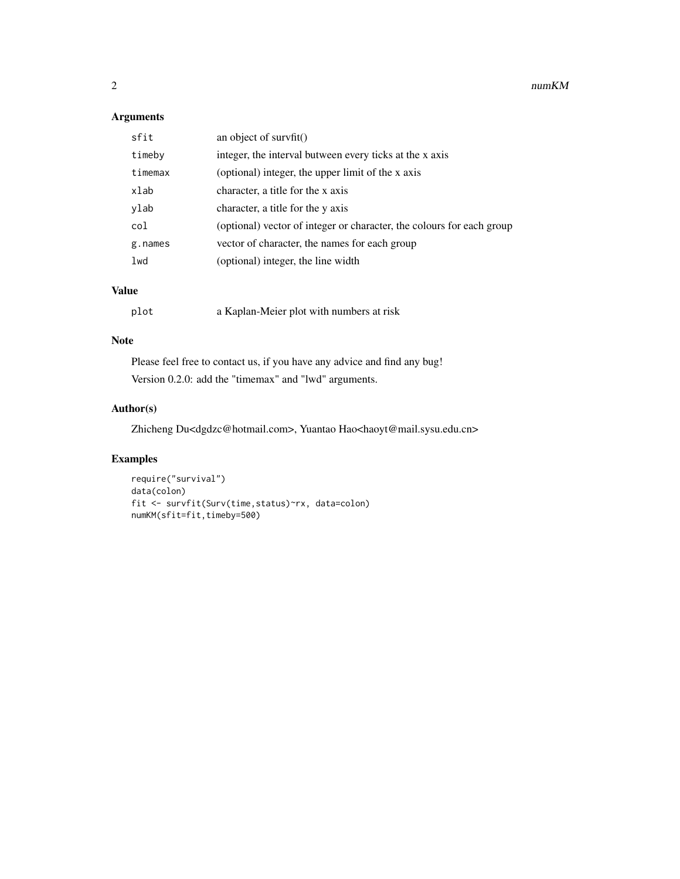## Arguments

| | |
|---|---|
| `sfit` | an object of survfit() |
| `timeby` | integer, the interval butween every ticks at the x axis |
| `timemax` | (optional) integer, the upper limit of the x axis |
| `xlab` | character, a title for the x axis |
| `ylab` | character, a title for the y axis |
| `col` | (optional) vector of integer or character, the colours for each group |
| `g.names` | vector of character, the names for each group |
| `lwd` | (optional) integer, the line width |

## Value

| | |
|---|---|
| `plot` | a Kaplan-Meier plot with numbers at risk |

## Note

Please feel free to contact us, if you have any advice and find any bug!

Version 0.2.0: add the "timemax" and "lwd" arguments.

## Author(s)

Zhicheng Du<dgdzc@hotmail.com>, Yuantao Hao<haoyt@mail.sysu.edu.cn>

## Examples

```
require("survival")
data(colon)
fit <- survfit(Surv(time,status)~rx, data=colon)
numKM(sfit=fit,timeby=500)
```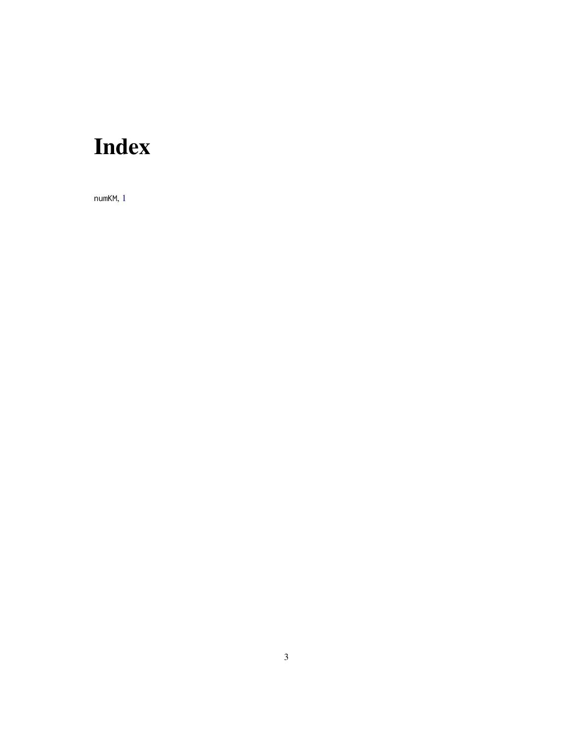# Index

numKM, 1